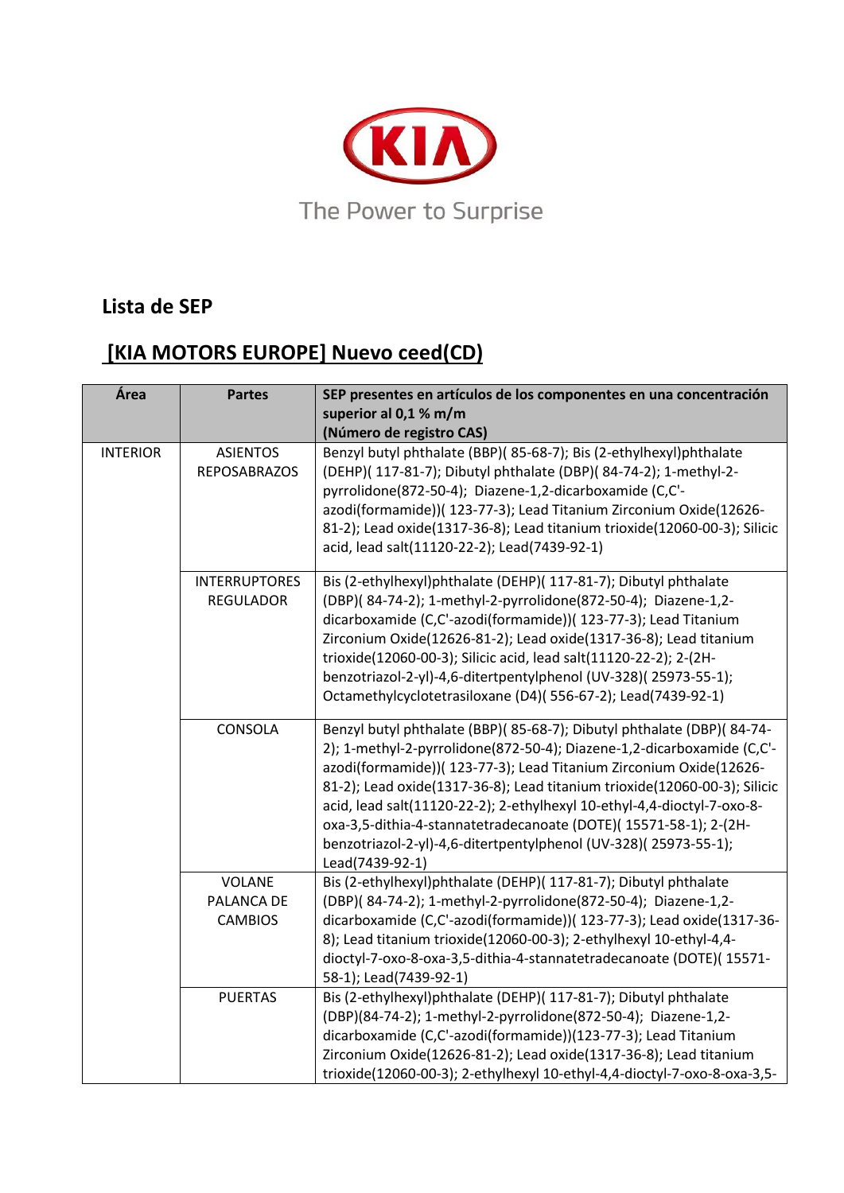The Power to Surprise

## Lista de SEP

## [KIA MOTORS EUROPE] Nuevo ceed(CD)

| Área | Partes | SEP presentes en artículos de los componentes en una concentración superior al 0,1 % m/m (Número de registro CAS) |
|---|---|---|
| INTERIOR | ASIENTOS REPOSABRAZOS | Benzyl butyl phthalate (BBP)( 85-68-7); Bis (2-ethylhexyl)phthalate (DEHP)( 117-81-7); Dibutyl phthalate (DBP)( 84-74-2); 1-methyl-2-pyrrolidone(872-50-4); Diazene-1,2-dicarboxamide (C,C'-azodi(formamide))( 123-77-3); Lead Titanium Zirconium Oxide(12626-81-2); Lead oxide(1317-36-8); Lead titanium trioxide(12060-00-3); Silicic acid, lead salt(11120-22-2); Lead(7439-92-1) |
| | INTERRUPTORES REGULADOR | Bis (2-ethylhexyl)phthalate (DEHP)( 117-81-7); Dibutyl phthalate (DBP)( 84-74-2); 1-methyl-2-pyrrolidone(872-50-4); Diazene-1,2-dicarboxamide (C,C'-azodi(formamide))( 123-77-3); Lead Titanium Zirconium Oxide(12626-81-2); Lead oxide(1317-36-8); Lead titanium trioxide(12060-00-3); Silicic acid, lead salt(11120-22-2); 2-(2H-benzotriazol-2-yl)-4,6-ditertpentylphenol (UV-328)( 25973-55-1); Octamethylcyclotetrasiloxane (D4)( 556-67-2); Lead(7439-92-1) |
| | CONSOLA | Benzyl butyl phthalate (BBP)( 85-68-7); Dibutyl phthalate (DBP)( 84-74-2); 1-methyl-2-pyrrolidone(872-50-4); Diazene-1,2-dicarboxamide (C,C'-azodi(formamide))( 123-77-3); Lead Titanium Zirconium Oxide(12626-81-2); Lead oxide(1317-36-8); Lead titanium trioxide(12060-00-3); Silicic acid, lead salt(11120-22-2); 2-ethylhexyl 10-ethyl-4,4-dioctyl-7-oxo-8-oxa-3,5-dithia-4-stannatetradecanoate (DOTE)( 15571-58-1); 2-(2H-benzotriazol-2-yl)-4,6-ditertpentylphenol (UV-328)( 25973-55-1); Lead(7439-92-1) |
| | VOLANE PALANCA DE CAMBIOS | Bis (2-ethylhexyl)phthalate (DEHP)( 117-81-7); Dibutyl phthalate (DBP)( 84-74-2); 1-methyl-2-pyrrolidone(872-50-4); Diazene-1,2-dicarboxamide (C,C'-azodi(formamide))( 123-77-3); Lead oxide(1317-36-8); Lead titanium trioxide(12060-00-3); 2-ethylhexyl 10-ethyl-4,4-dioctyl-7-oxo-8-oxa-3,5-dithia-4-stannatetradecanoate (DOTE)( 15571-58-1); Lead(7439-92-1) |
| | PUERTAS | Bis (2-ethylhexyl)phthalate (DEHP)( 117-81-7); Dibutyl phthalate (DBP)(84-74-2); 1-methyl-2-pyrrolidone(872-50-4); Diazene-1,2-dicarboxamide (C,C'-azodi(formamide))(123-77-3); Lead Titanium Zirconium Oxide(12626-81-2); Lead oxide(1317-36-8); Lead titanium trioxide(12060-00-3); 2-ethylhexyl 10-ethyl-4,4-dioctyl-7-oxo-8-oxa-3,5- |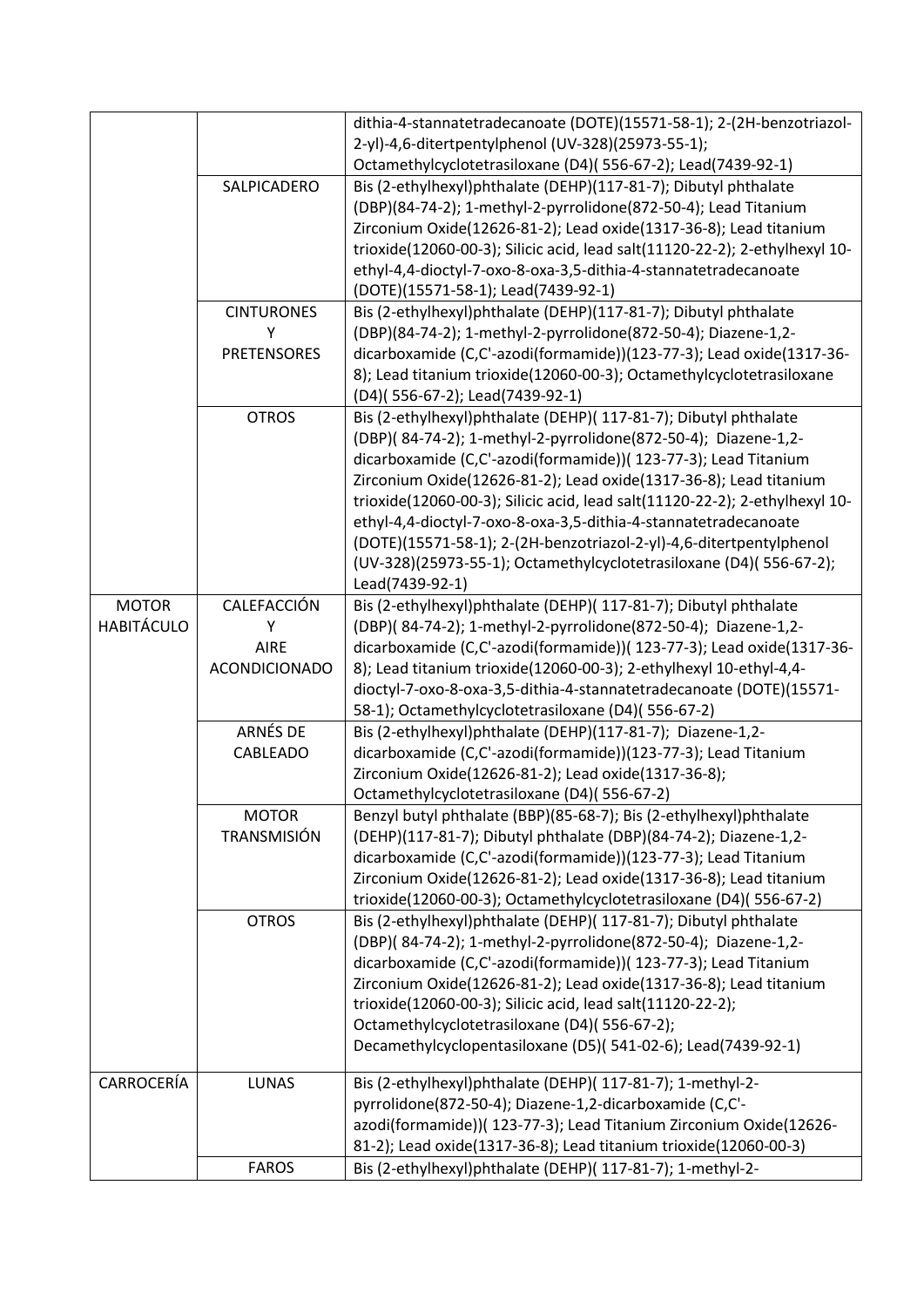| | | |
|---|---|---|
| | | dithia-4-stannatetradecanoate (DOTE)(15571-58-1); 2-(2H-benzotriazol-2-yl)-4,6-ditertpentylphenol (UV-328)(25973-55-1); Octamethylcyclotetrasiloxane (D4)( 556-67-2); Lead(7439-92-1) |
| | SALPICADERO | Bis (2-ethylhexyl)phthalate (DEHP)(117-81-7); Dibutyl phthalate (DBP)(84-74-2); 1-methyl-2-pyrrolidone(872-50-4); Lead Titanium Zirconium Oxide(12626-81-2); Lead oxide(1317-36-8); Lead titanium trioxide(12060-00-3); Silicic acid, lead salt(11120-22-2); 2-ethylhexyl 10-ethyl-4,4-dioctyl-7-oxo-8-oxa-3,5-dithia-4-stannatetradecanoate (DOTE)(15571-58-1); Lead(7439-92-1) |
| | CINTURONES Y PRETENSORES | Bis (2-ethylhexyl)phthalate (DEHP)(117-81-7); Dibutyl phthalate (DBP)(84-74-2); 1-methyl-2-pyrrolidone(872-50-4); Diazene-1,2-dicarboxamide (C,C'-azodi(formamide))(123-77-3); Lead oxide(1317-36-8); Lead titanium trioxide(12060-00-3); Octamethylcyclotetrasiloxane (D4)( 556-67-2); Lead(7439-92-1) |
| | OTROS | Bis (2-ethylhexyl)phthalate (DEHP)( 117-81-7); Dibutyl phthalate (DBP)( 84-74-2); 1-methyl-2-pyrrolidone(872-50-4); Diazene-1,2-dicarboxamide (C,C'-azodi(formamide))( 123-77-3); Lead Titanium Zirconium Oxide(12626-81-2); Lead oxide(1317-36-8); Lead titanium trioxide(12060-00-3); Silicic acid, lead salt(11120-22-2); 2-ethylhexyl 10-ethyl-4,4-dioctyl-7-oxo-8-oxa-3,5-dithia-4-stannatetradecanoate (DOTE)(15571-58-1); 2-(2H-benzotriazol-2-yl)-4,6-ditertpentylphenol (UV-328)(25973-55-1); Octamethylcyclotetrasiloxane (D4)( 556-67-2); Lead(7439-92-1) |
| MOTOR HABITÁCULO | CALEFACCIÓN Y AIRE ACONDICIONADO | Bis (2-ethylhexyl)phthalate (DEHP)( 117-81-7); Dibutyl phthalate (DBP)( 84-74-2); 1-methyl-2-pyrrolidone(872-50-4); Diazene-1,2-dicarboxamide (C,C'-azodi(formamide))( 123-77-3); Lead oxide(1317-36-8); Lead titanium trioxide(12060-00-3); 2-ethylhexyl 10-ethyl-4,4-dioctyl-7-oxo-8-oxa-3,5-dithia-4-stannatetradecanoate (DOTE)(15571-58-1); Octamethylcyclotetrasiloxane (D4)( 556-67-2) |
| | ARNÉS DE CABLEADO | Bis (2-ethylhexyl)phthalate (DEHP)(117-81-7); Diazene-1,2-dicarboxamide (C,C'-azodi(formamide))(123-77-3); Lead Titanium Zirconium Oxide(12626-81-2); Lead oxide(1317-36-8); Octamethylcyclotetrasiloxane (D4)( 556-67-2) |
| | MOTOR TRANSMISIÓN | Benzyl butyl phthalate (BBP)(85-68-7); Bis (2-ethylhexyl)phthalate (DEHP)(117-81-7); Dibutyl phthalate (DBP)(84-74-2); Diazene-1,2-dicarboxamide (C,C'-azodi(formamide))(123-77-3); Lead Titanium Zirconium Oxide(12626-81-2); Lead oxide(1317-36-8); Lead titanium trioxide(12060-00-3); Octamethylcyclotetrasiloxane (D4)( 556-67-2) |
| | OTROS | Bis (2-ethylhexyl)phthalate (DEHP)( 117-81-7); Dibutyl phthalate (DBP)( 84-74-2); 1-methyl-2-pyrrolidone(872-50-4); Diazene-1,2-dicarboxamide (C,C'-azodi(formamide))( 123-77-3); Lead Titanium Zirconium Oxide(12626-81-2); Lead oxide(1317-36-8); Lead titanium trioxide(12060-00-3); Silicic acid, lead salt(11120-22-2); Octamethylcyclotetrasiloxane (D4)( 556-67-2); Decamethylcyclopentasiloxane (D5)( 541-02-6); Lead(7439-92-1) |
| CARROCERÍA | LUNAS | Bis (2-ethylhexyl)phthalate (DEHP)( 117-81-7); 1-methyl-2-pyrrolidone(872-50-4); Diazene-1,2-dicarboxamide (C,C'-azodi(formamide))( 123-77-3); Lead Titanium Zirconium Oxide(12626-81-2); Lead oxide(1317-36-8); Lead titanium trioxide(12060-00-3) |
| | FAROS | Bis (2-ethylhexyl)phthalate (DEHP)( 117-81-7); 1-methyl-2- |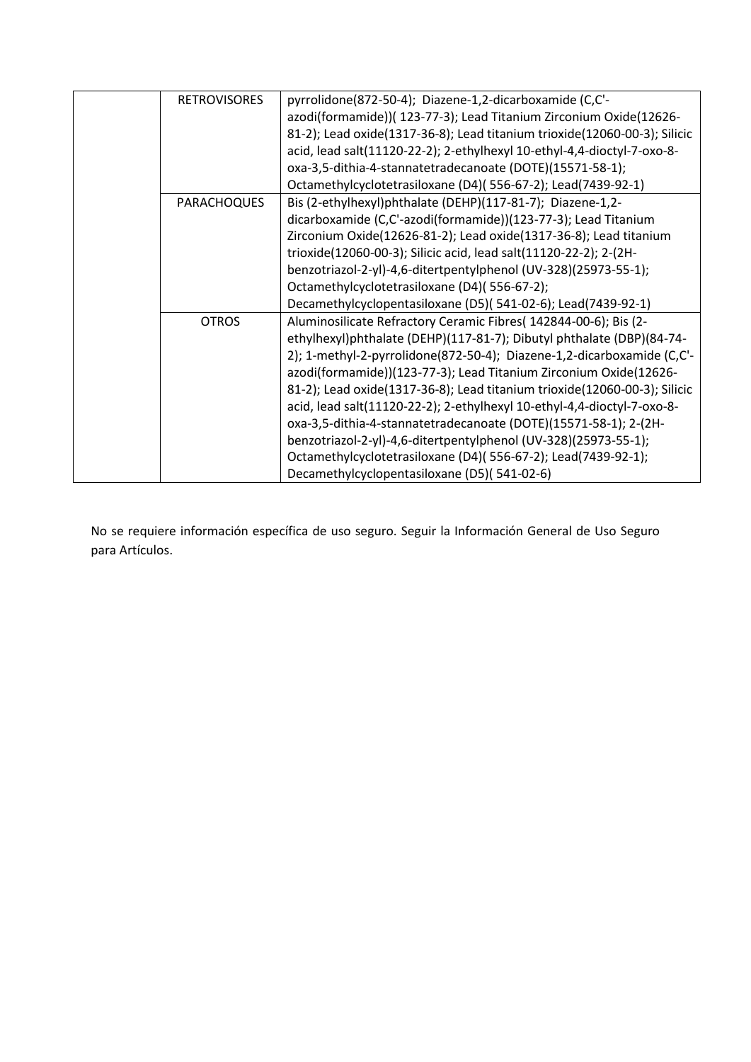| | | |
|---|---|---|
| | RETROVISORES | pyrrolidone(872-50-4); Diazene-1,2-dicarboxamide (C,C'-azodi(formamide))( 123-77-3); Lead Titanium Zirconium Oxide(12626-81-2); Lead oxide(1317-36-8); Lead titanium trioxide(12060-00-3); Silicic acid, lead salt(11120-22-2); 2-ethylhexyl 10-ethyl-4,4-dioctyl-7-oxo-8-oxa-3,5-dithia-4-stannatetradecanoate (DOTE)(15571-58-1); Octamethylcyclotetrasiloxane (D4)( 556-67-2); Lead(7439-92-1) |
| | PARACHOQUES | Bis (2-ethylhexyl)phthalate (DEHP)(117-81-7); Diazene-1,2-dicarboxamide (C,C'-azodi(formamide))(123-77-3); Lead Titanium Zirconium Oxide(12626-81-2); Lead oxide(1317-36-8); Lead titanium trioxide(12060-00-3); Silicic acid, lead salt(11120-22-2); 2-(2H-benzotriazol-2-yl)-4,6-ditertpentylphenol (UV-328)(25973-55-1); Octamethylcyclotetrasiloxane (D4)( 556-67-2); Decamethylcyclopentasiloxane (D5)( 541-02-6); Lead(7439-92-1) |
| | OTROS | Aluminosilicate Refractory Ceramic Fibres( 142844-00-6); Bis (2-ethylhexyl)phthalate (DEHP)(117-81-7); Dibutyl phthalate (DBP)(84-74-2); 1-methyl-2-pyrrolidone(872-50-4); Diazene-1,2-dicarboxamide (C,C'-azodi(formamide))(123-77-3); Lead Titanium Zirconium Oxide(12626-81-2); Lead oxide(1317-36-8); Lead titanium trioxide(12060-00-3); Silicic acid, lead salt(11120-22-2); 2-ethylhexyl 10-ethyl-4,4-dioctyl-7-oxo-8-oxa-3,5-dithia-4-stannatetradecanoate (DOTE)(15571-58-1); 2-(2H-benzotriazol-2-yl)-4,6-ditertpentylphenol (UV-328)(25973-55-1); Octamethylcyclotetrasiloxane (D4)( 556-67-2); Lead(7439-92-1); Decamethylcyclopentasiloxane (D5)( 541-02-6) |

No se requiere información específica de uso seguro. Seguir la Información General de Uso Seguro para Artículos.